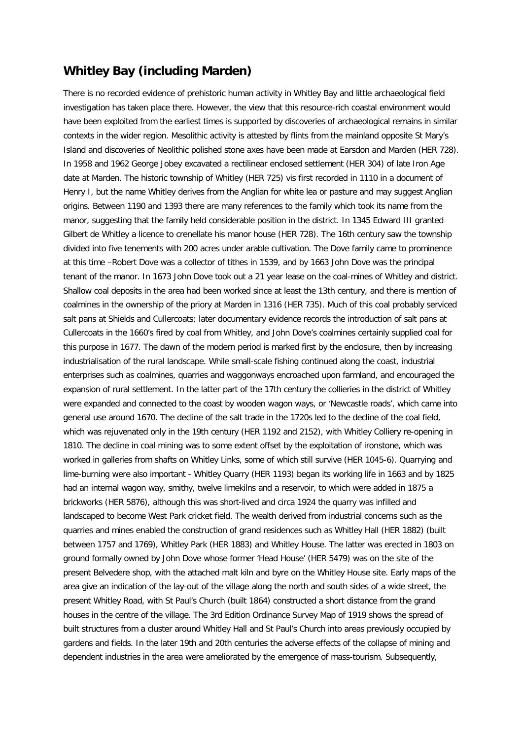## Whitley Bay (including Marden)

There is no recorded evidence of prehistoric human activity in Whitley Bay and little archaeological field investigation has taken place there. However, the view that this resource-rich coastal environment would have been exploited from the earliest times is supported by discoveries of archaeological remains in similar contexts in the wider region. Mesolithic activity is attested by flints from the mainland opposite St Mary's Island and discoveries of Neolithic polished stone axes have been made at Earsdon and Marden (HER 728). In 1958 and 1962 George Jobey excavated a rectilinear enclosed settlement (HER 304) of late Iron Age date at Marden. The historic township of Whitley (HER 725) vis first recorded in 1110 in a document of Henry I, but the name Whitley derives from the Anglian for white lea or pasture and may suggest Anglian origins. Between 1190 and 1393 there are many references to the family which took its name from the manor, suggesting that the family held considerable position in the district. In 1345 Edward III granted Gilbert de Whitley a licence to crenellate his manor house (HER 728). The 16th century saw the township divided into five tenements with 200 acres under arable cultivation. The Dove family came to prominence at this time –Robert Dove was a collector of tithes in 1539, and by 1663 John Dove was the principal tenant of the manor. In 1673 John Dove took out a 21 year lease on the coal-mines of Whitley and district. Shallow coal deposits in the area had been worked since at least the 13th century, and there is mention of coalmines in the ownership of the priory at Marden in 1316 (HER 735). Much of this coal probably serviced salt pans at Shields and Cullercoats; later documentary evidence records the introduction of salt pans at Cullercoats in the 1660's fired by coal from Whitley, and John Dove's coalmines certainly supplied coal for this purpose in 1677. The dawn of the modern period is marked first by the enclosure, then by increasing industrialisation of the rural landscape. While small-scale fishing continued along the coast, industrial enterprises such as coalmines, quarries and waggonways encroached upon farmland, and encouraged the expansion of rural settlement. In the latter part of the 17th century the collieries in the district of Whitley were expanded and connected to the coast by wooden wagon ways, or 'Newcastle roads', which came into general use around 1670. The decline of the salt trade in the 1720s led to the decline of the coal field, which was rejuvenated only in the 19th century (HER 1192 and 2152), with Whitley Colliery re-opening in 1810. The decline in coal mining was to some extent offset by the exploitation of ironstone, which was worked in galleries from shafts on Whitley Links, some of which still survive (HER 1045-6). Quarrying and lime-burning were also important - Whitley Quarry (HER 1193) began its working life in 1663 and by 1825 had an internal wagon way, smithy, twelve limekilns and a reservoir, to which were added in 1875 a brickworks (HER 5876), although this was short-lived and circa 1924 the quarry was infilled and landscaped to become West Park cricket field. The wealth derived from industrial concerns such as the quarries and mines enabled the construction of grand residences such as Whitley Hall (HER 1882) (built between 1757 and 1769), Whitley Park (HER 1883) and Whitley House. The latter was erected in 1803 on ground formally owned by John Dove whose former 'Head House' (HER 5479) was on the site of the present Belvedere shop, with the attached malt kiln and byre on the Whitley House site. Early maps of the area give an indication of the lay-out of the village along the north and south sides of a wide street, the present Whitley Road, with St Paul's Church (built 1864) constructed a short distance from the grand houses in the centre of the village. The 3rd Edition Ordinance Survey Map of 1919 shows the spread of built structures from a cluster around Whitley Hall and St Paul's Church into areas previously occupied by gardens and fields. In the later 19th and 20th centuries the adverse effects of the collapse of mining and dependent industries in the area were ameliorated by the emergence of mass-tourism. Subsequently,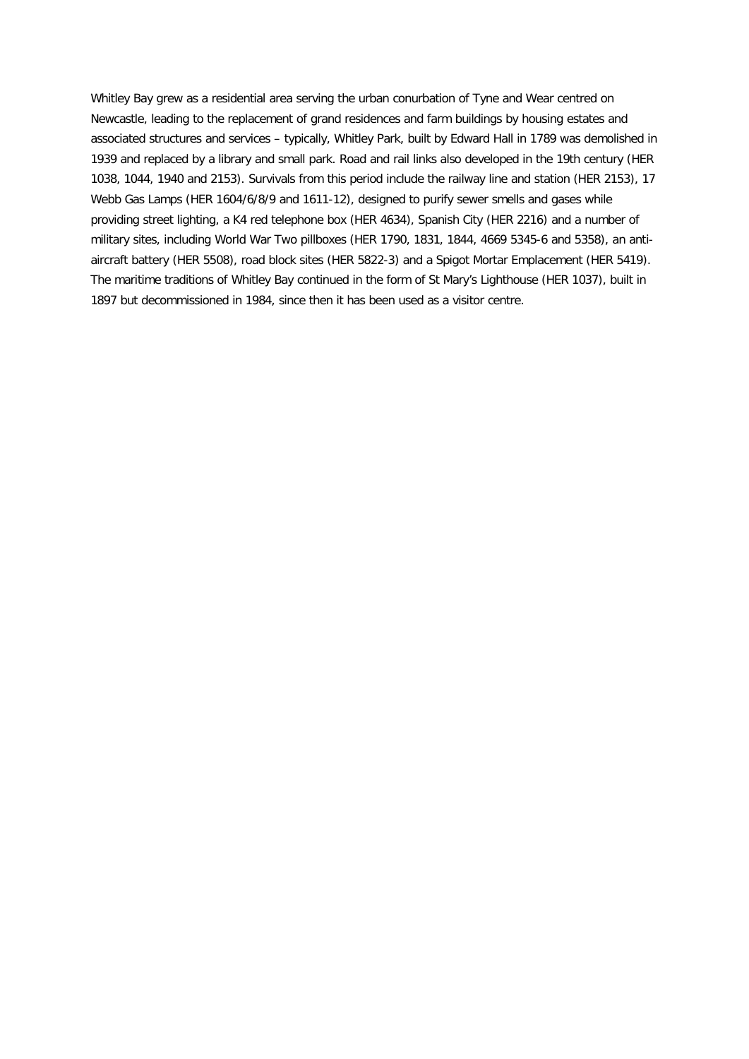Whitley Bay grew as a residential area serving the urban conurbation of Tyne and Wear centred on Newcastle, leading to the replacement of grand residences and farm buildings by housing estates and associated structures and services – typically, Whitley Park, built by Edward Hall in 1789 was demolished in 1939 and replaced by a library and small park. Road and rail links also developed in the 19th century (HER 1038, 1044, 1940 and 2153). Survivals from this period include the railway line and station (HER 2153), 17 Webb Gas Lamps (HER 1604/6/8/9 and 1611-12), designed to purify sewer smells and gases while providing street lighting, a K4 red telephone box (HER 4634), Spanish City (HER 2216) and a number of military sites, including World War Two pillboxes (HER 1790, 1831, 1844, 4669 5345-6 and 5358), an anti-aircraft battery (HER 5508), road block sites (HER 5822-3) and a Spigot Mortar Emplacement (HER 5419). The maritime traditions of Whitley Bay continued in the form of St Mary's Lighthouse (HER 1037), built in 1897 but decommissioned in 1984, since then it has been used as a visitor centre.